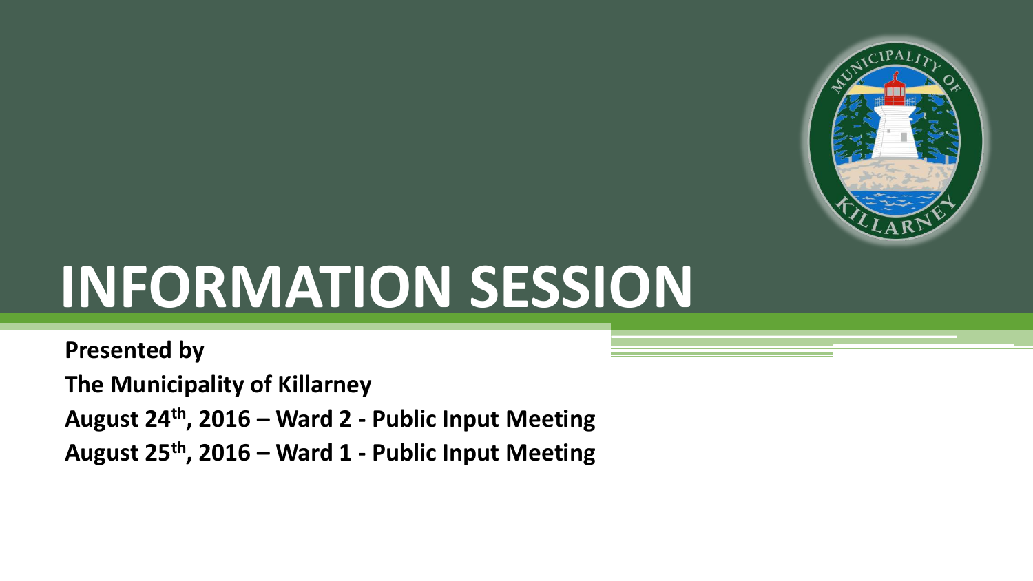# INFORMATION SESSION

**Presented by**

**The Municipality of Killarney**

**August 24th, 2016 – Ward 2 - Public Input Meeting**

**August 25th, 2016 – Ward 1 - Public Input Meeting**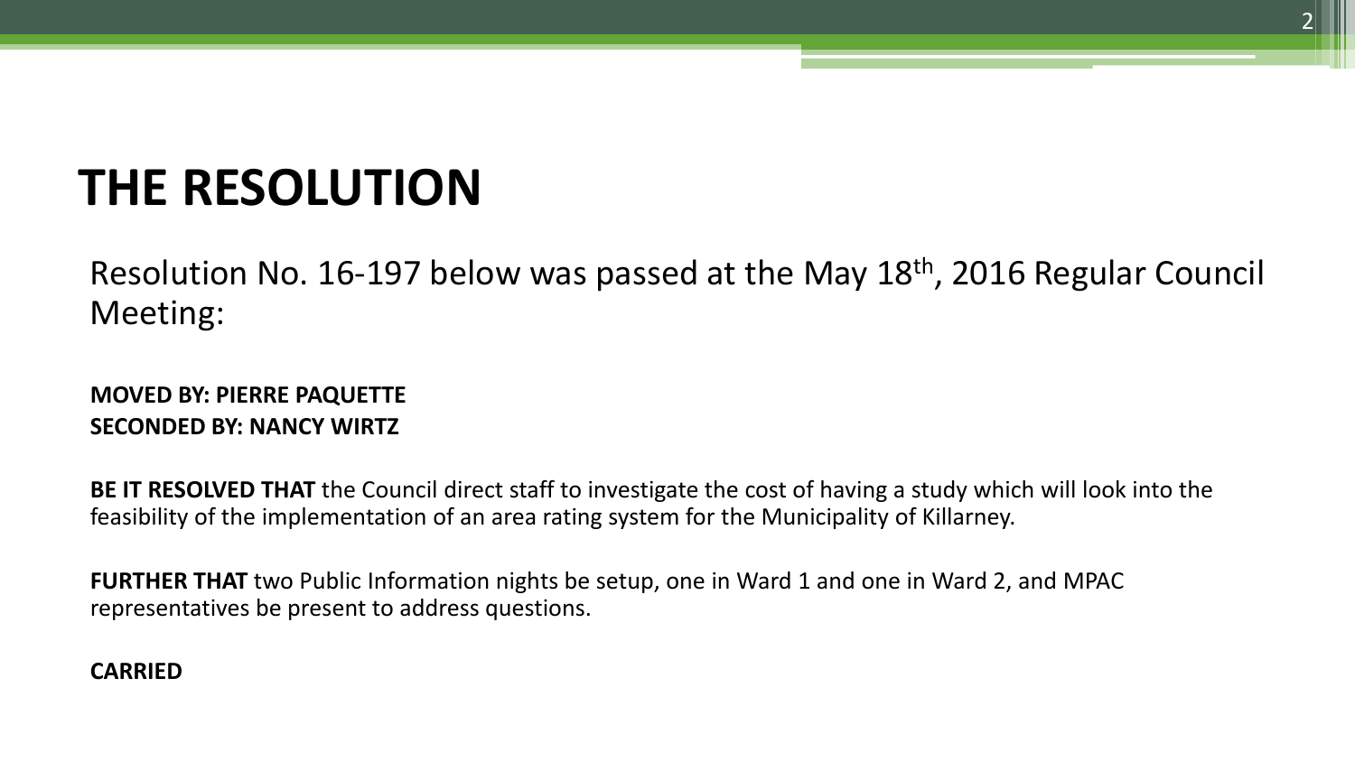# THE RESOLUTION

Resolution No. 16-197 below was passed at the May 18th, 2016 Regular Council Meeting:

**MOVED BY: PIERRE PAQUETTE**
**SECONDED BY: NANCY WIRTZ**

**BE IT RESOLVED THAT** the Council direct staff to investigate the cost of having a study which will look into the feasibility of the implementation of an area rating system for the Municipality of Killarney.

**FURTHER THAT** two Public Information nights be setup, one in Ward 1 and one in Ward 2, and MPAC representatives be present to address questions.

**CARRIED**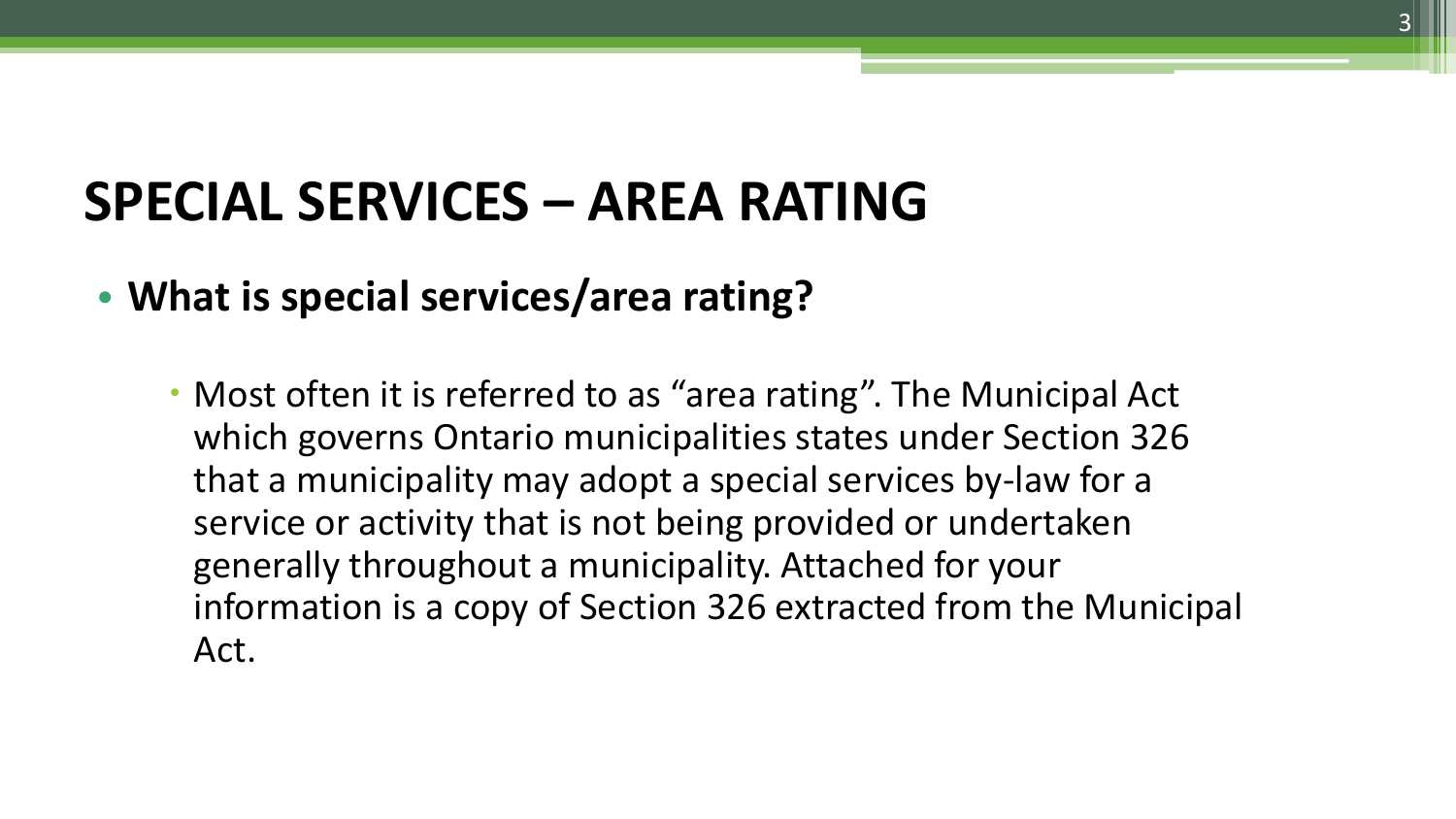# SPECIAL SERVICES – AREA RATING

- **What is special services/area rating?**
  - Most often it is referred to as "area rating". The Municipal Act which governs Ontario municipalities states under Section 326 that a municipality may adopt a special services by-law for a service or activity that is not being provided or undertaken generally throughout a municipality. Attached for your information is a copy of Section 326 extracted from the Municipal Act.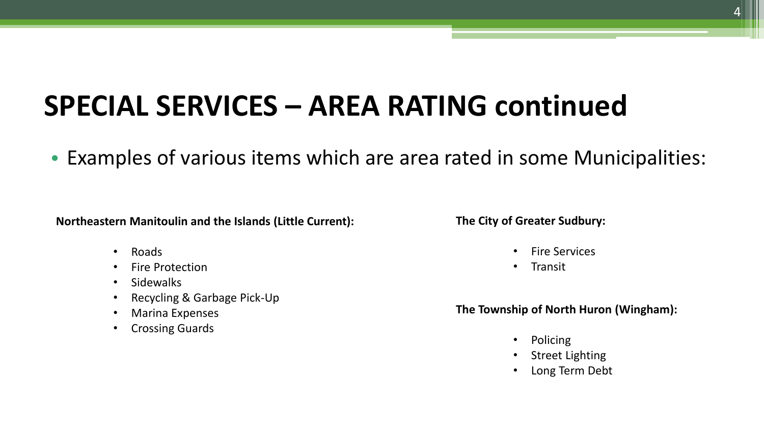# SPECIAL SERVICES – AREA RATING continued

- Examples of various items which are area rated in some Municipalities:

**Northeastern Manitoulin and the Islands (Little Current):**

- Roads
- Fire Protection
- Sidewalks
- Recycling & Garbage Pick-Up
- Marina Expenses
- Crossing Guards

**The City of Greater Sudbury:**

- Fire Services
- Transit

**The Township of North Huron (Wingham):**

- Policing
- Street Lighting
- Long Term Debt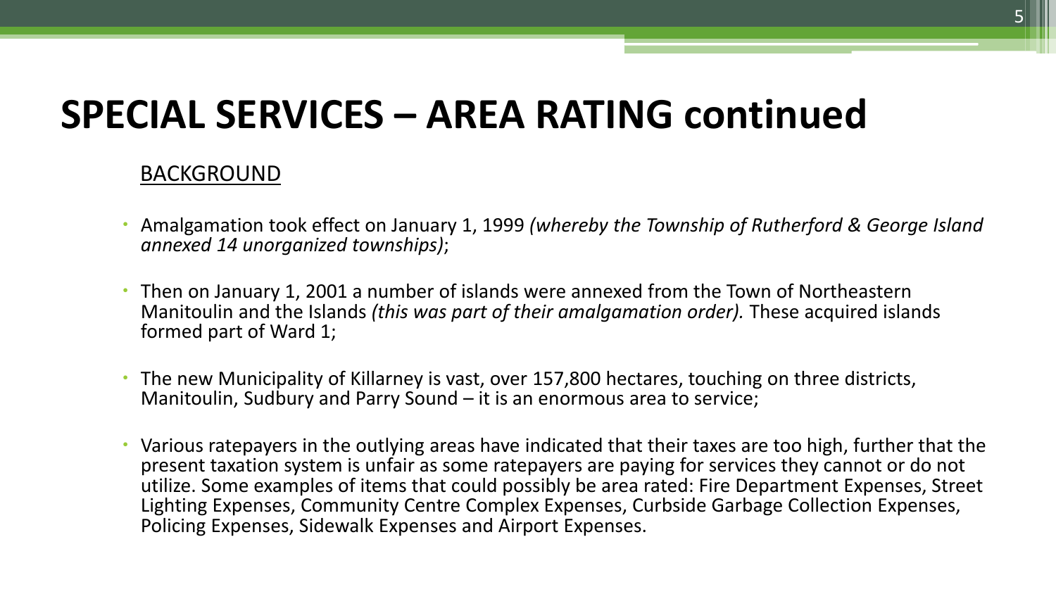# SPECIAL SERVICES – AREA RATING continued

BACKGROUND

- Amalgamation took effect on January 1, 1999 *(whereby the Township of Rutherford & George Island annexed 14 unorganized townships)*;
- Then on January 1, 2001 a number of islands were annexed from the Town of Northeastern Manitoulin and the Islands *(this was part of their amalgamation order).* These acquired islands formed part of Ward 1;
- The new Municipality of Killarney is vast, over 157,800 hectares, touching on three districts, Manitoulin, Sudbury and Parry Sound – it is an enormous area to service;
- Various ratepayers in the outlying areas have indicated that their taxes are too high, further that the present taxation system is unfair as some ratepayers are paying for services they cannot or do not utilize. Some examples of items that could possibly be area rated: Fire Department Expenses, Street Lighting Expenses, Community Centre Complex Expenses, Curbside Garbage Collection Expenses, Policing Expenses, Sidewalk Expenses and Airport Expenses.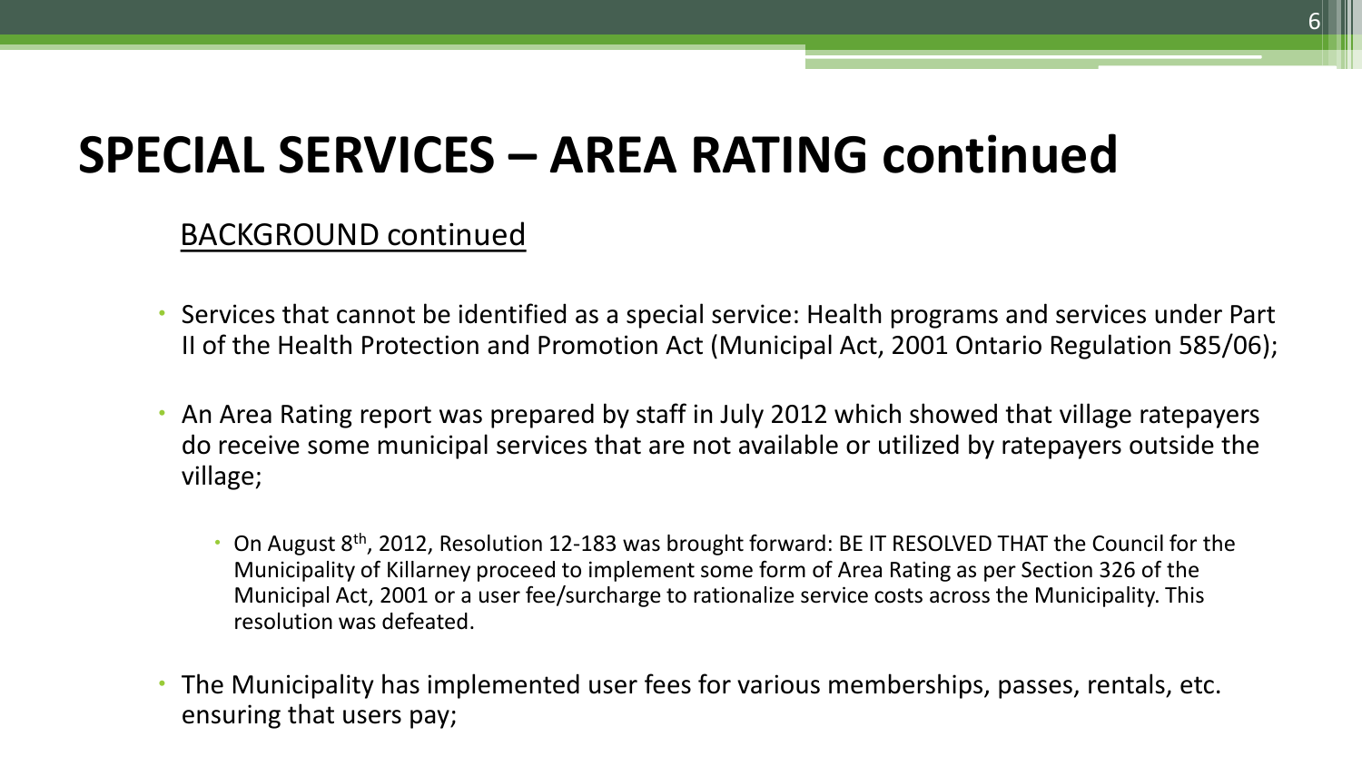# SPECIAL SERVICES – AREA RATING continued

## BACKGROUND continued

- Services that cannot be identified as a special service: Health programs and services under Part II of the Health Protection and Promotion Act (Municipal Act, 2001 Ontario Regulation 585/06);
- An Area Rating report was prepared by staff in July 2012 which showed that village ratepayers do receive some municipal services that are not available or utilized by ratepayers outside the village;
  - On August 8th, 2012, Resolution 12-183 was brought forward: BE IT RESOLVED THAT the Council for the Municipality of Killarney proceed to implement some form of Area Rating as per Section 326 of the Municipal Act, 2001 or a user fee/surcharge to rationalize service costs across the Municipality. This resolution was defeated.
- The Municipality has implemented user fees for various memberships, passes, rentals, etc. ensuring that users pay;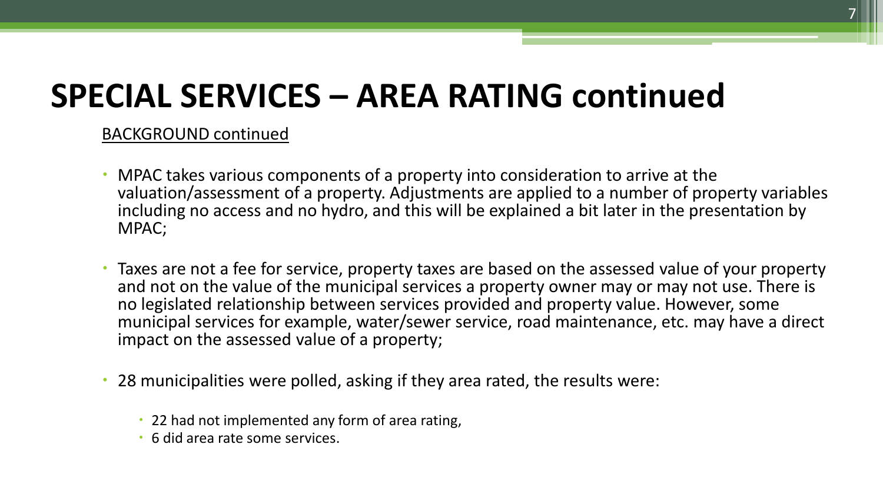# SPECIAL SERVICES – AREA RATING continued

<u>BACKGROUND continued</u>

- MPAC takes various components of a property into consideration to arrive at the valuation/assessment of a property. Adjustments are applied to a number of property variables including no access and no hydro, and this will be explained a bit later in the presentation by MPAC;

- Taxes are not a fee for service, property taxes are based on the assessed value of your property and not on the value of the municipal services a property owner may or may not use. There is no legislated relationship between services provided and property value. However, some municipal services for example, water/sewer service, road maintenance, etc. may have a direct impact on the assessed value of a property;

- 28 municipalities were polled, asking if they area rated, the results were:
  - 22 had not implemented any form of area rating,
  - 6 did area rate some services.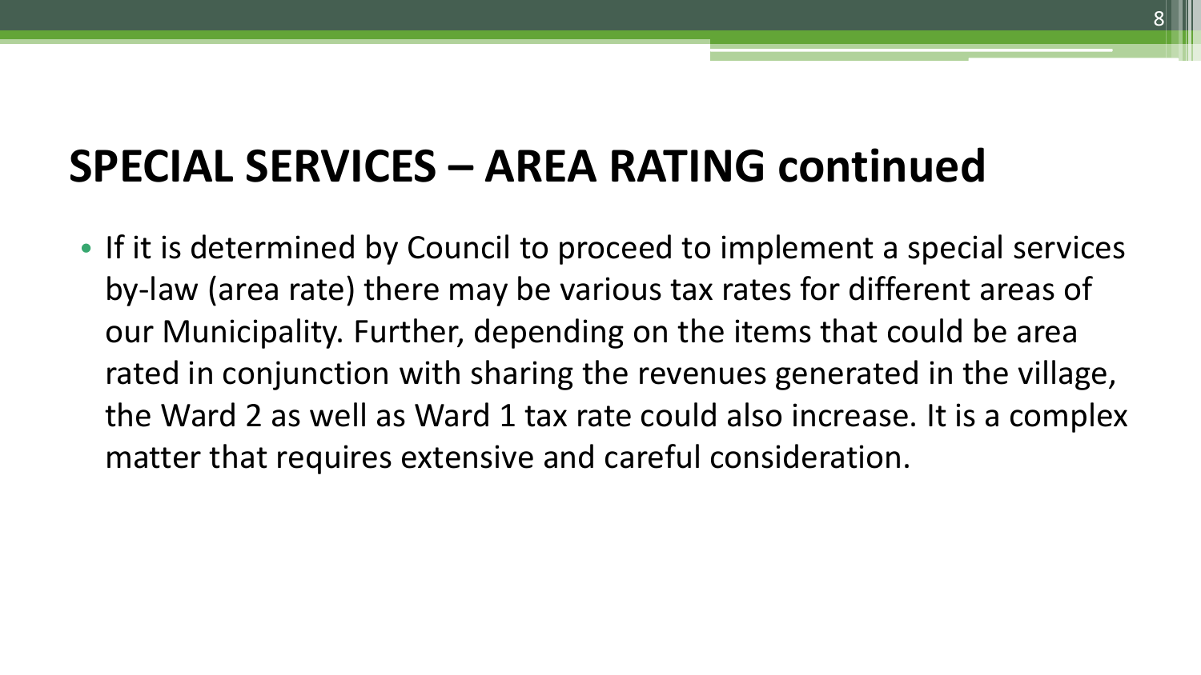# SPECIAL SERVICES – AREA RATING continued

- If it is determined by Council to proceed to implement a special services by-law (area rate) there may be various tax rates for different areas of our Municipality. Further, depending on the items that could be area rated in conjunction with sharing the revenues generated in the village, the Ward 2 as well as Ward 1 tax rate could also increase. It is a complex matter that requires extensive and careful consideration.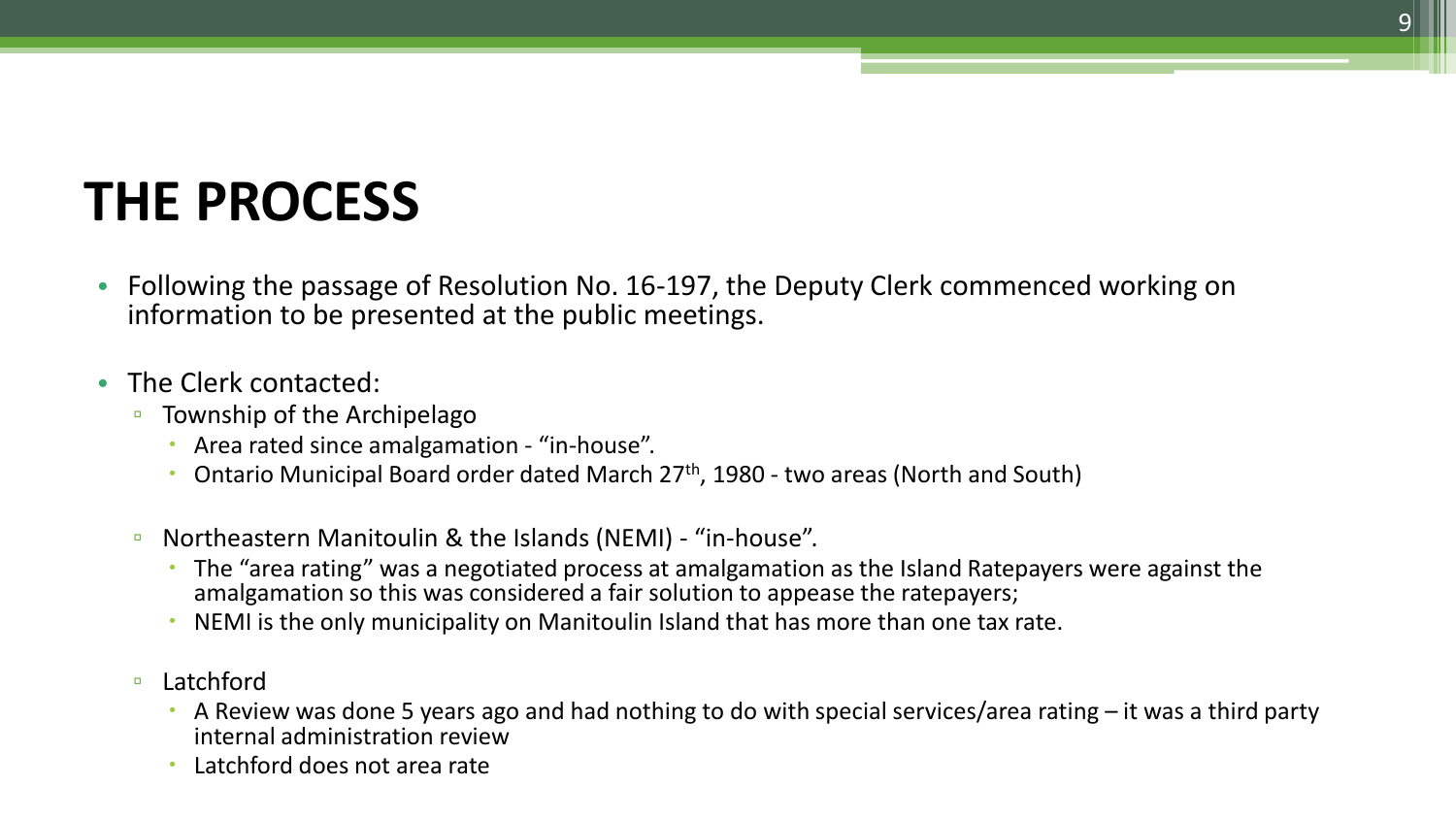# THE PROCESS

- Following the passage of Resolution No. 16-197, the Deputy Clerk commenced working on information to be presented at the public meetings.

- The Clerk contacted:
  - Township of the Archipelago
    - Area rated since amalgamation - “in-house”.
    - Ontario Municipal Board order dated March 27th, 1980 - two areas (North and South)

  - Northeastern Manitoulin & the Islands (NEMI) - “in-house”.
    - The “area rating” was a negotiated process at amalgamation as the Island Ratepayers were against the amalgamation so this was considered a fair solution to appease the ratepayers;
    - NEMI is the only municipality on Manitoulin Island that has more than one tax rate.

  - Latchford
    - A Review was done 5 years ago and had nothing to do with special services/area rating – it was a third party internal administration review
    - Latchford does not area rate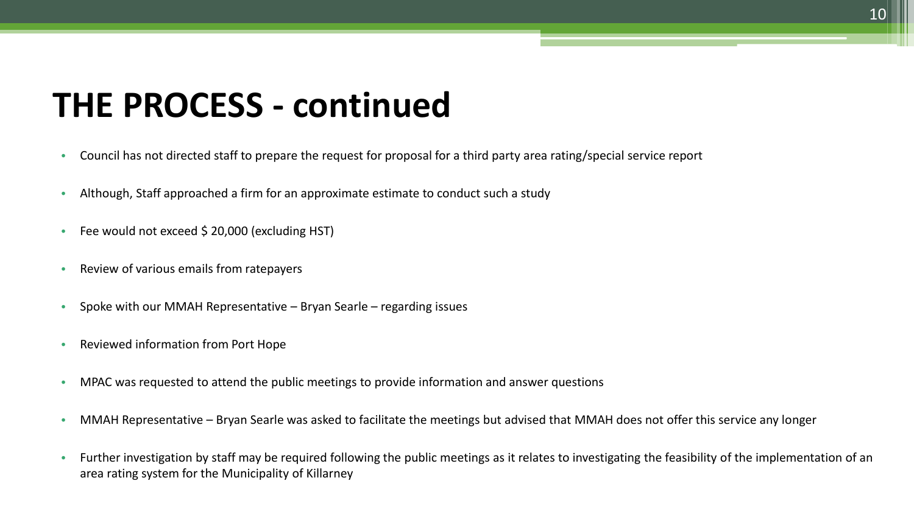# THE PROCESS - continued

- Council has not directed staff to prepare the request for proposal for a third party area rating/special service report
- Although, Staff approached a firm for an approximate estimate to conduct such a study
- Fee would not exceed $ 20,000 (excluding HST)
- Review of various emails from ratepayers
- Spoke with our MMAH Representative – Bryan Searle – regarding issues
- Reviewed information from Port Hope
- MPAC was requested to attend the public meetings to provide information and answer questions
- MMAH Representative – Bryan Searle was asked to facilitate the meetings but advised that MMAH does not offer this service any longer
- Further investigation by staff may be required following the public meetings as it relates to investigating the feasibility of the implementation of an area rating system for the Municipality of Killarney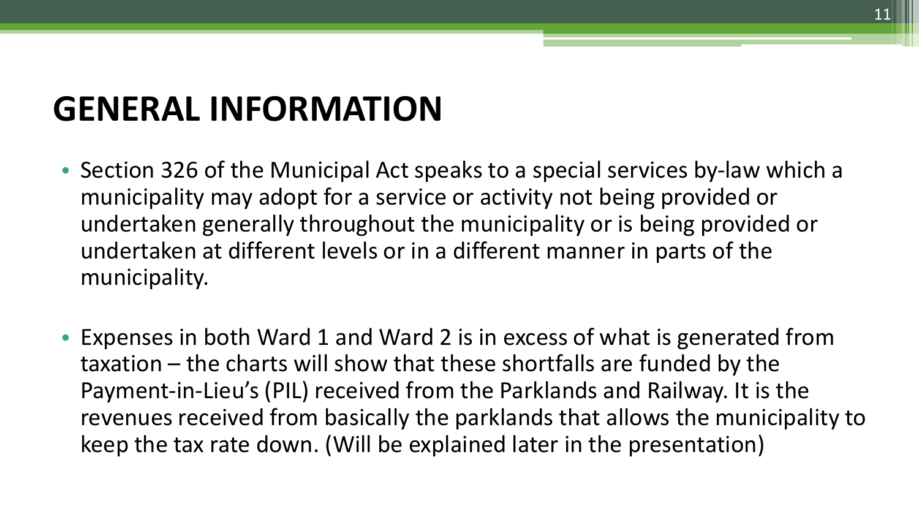# GENERAL INFORMATION

- Section 326 of the Municipal Act speaks to a special services by-law which a municipality may adopt for a service or activity not being provided or undertaken generally throughout the municipality or is being provided or undertaken at different levels or in a different manner in parts of the municipality.

- Expenses in both Ward 1 and Ward 2 is in excess of what is generated from taxation – the charts will show that these shortfalls are funded by the Payment-in-Lieu's (PIL) received from the Parklands and Railway. It is the revenues received from basically the parklands that allows the municipality to keep the tax rate down. (Will be explained later in the presentation)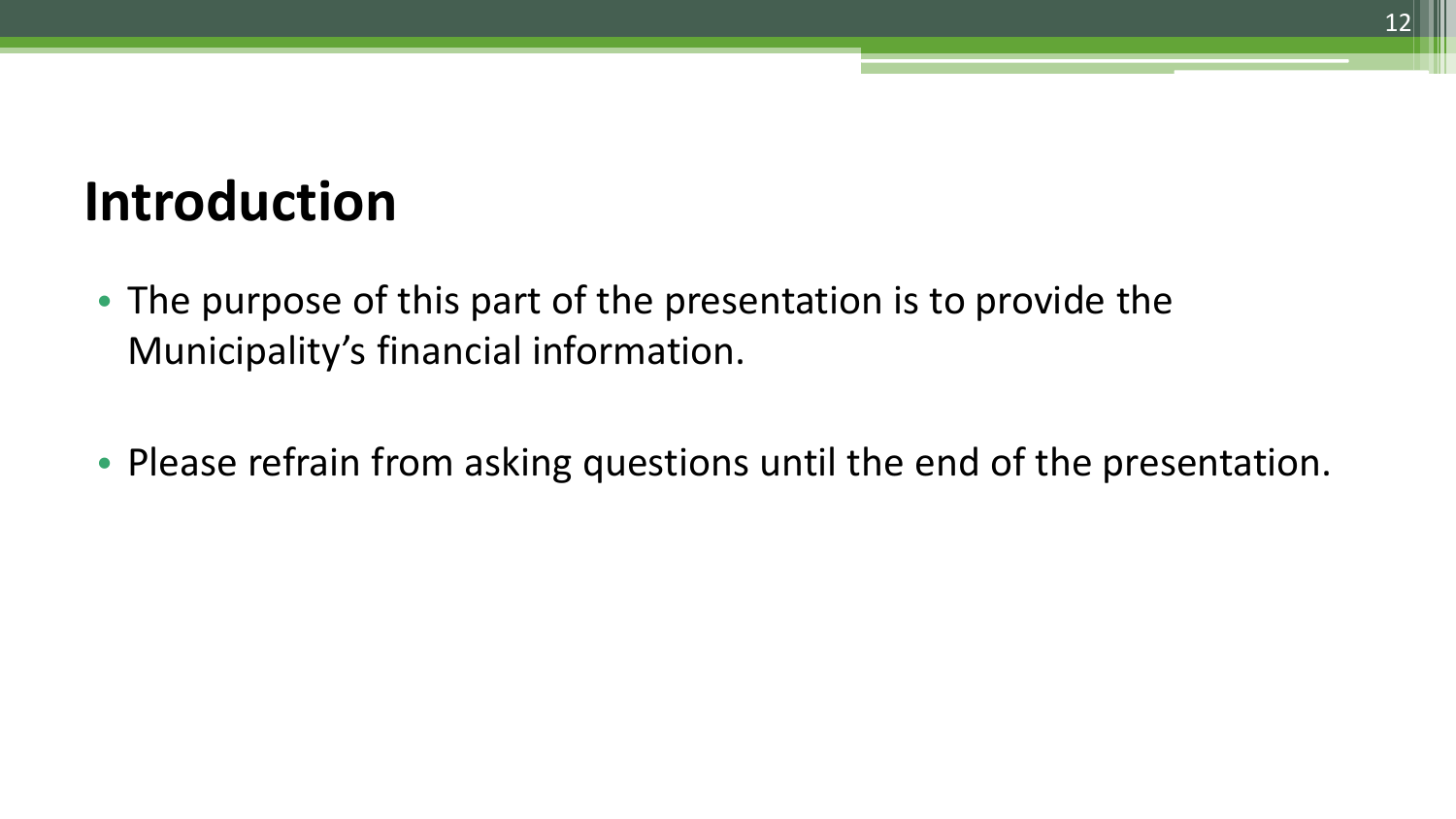# Introduction

- The purpose of this part of the presentation is to provide the Municipality's financial information.
- Please refrain from asking questions until the end of the presentation.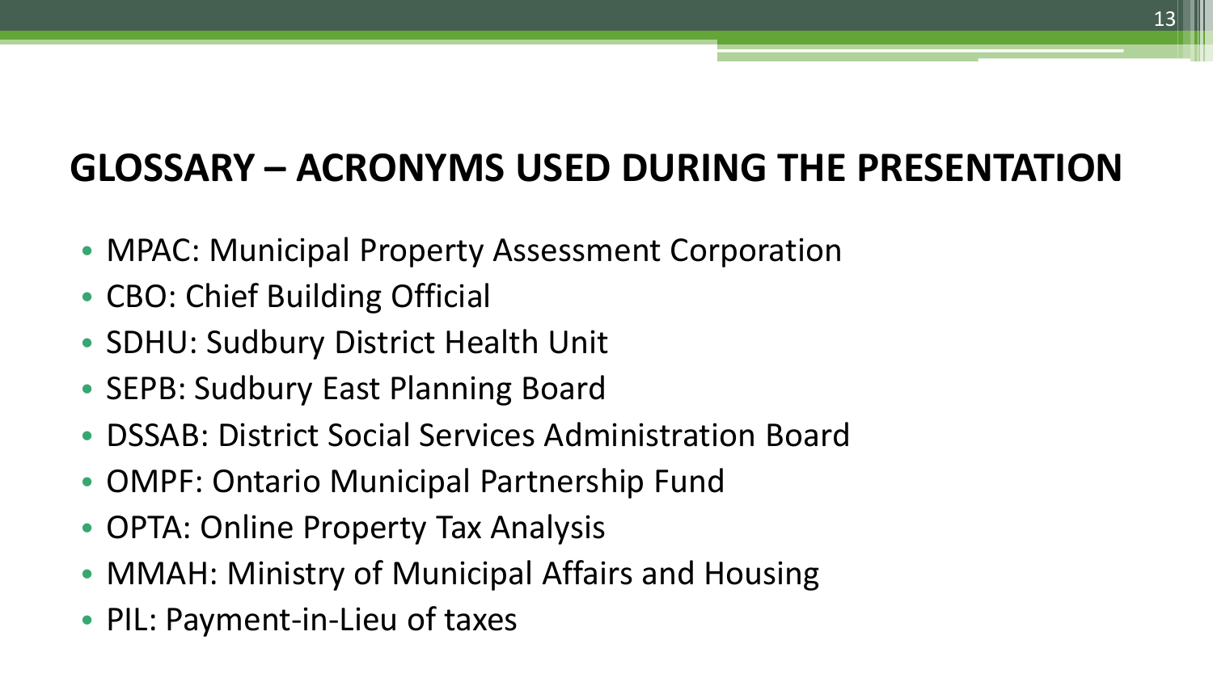# GLOSSARY – ACRONYMS USED DURING THE PRESENTATION

- MPAC: Municipal Property Assessment Corporation
- CBO: Chief Building Official
- SDHU: Sudbury District Health Unit
- SEPB: Sudbury East Planning Board
- DSSAB: District Social Services Administration Board
- OMPF: Ontario Municipal Partnership Fund
- OPTA: Online Property Tax Analysis
- MMAH: Ministry of Municipal Affairs and Housing
- PIL: Payment-in-Lieu of taxes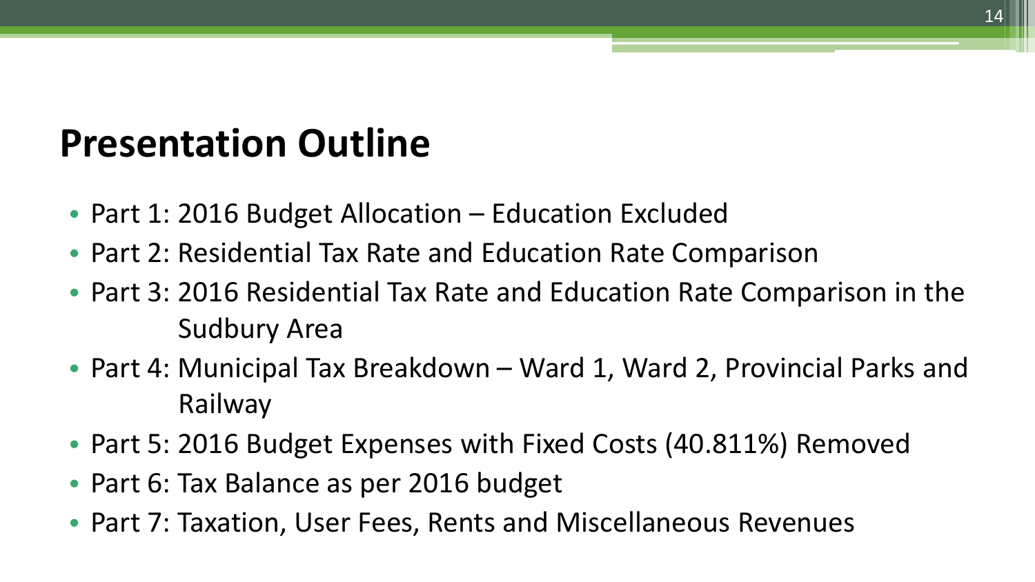# Presentation Outline

- Part 1: 2016 Budget Allocation – Education Excluded
- Part 2: Residential Tax Rate and Education Rate Comparison
- Part 3: 2016 Residential Tax Rate and Education Rate Comparison in the Sudbury Area
- Part 4: Municipal Tax Breakdown – Ward 1, Ward 2, Provincial Parks and Railway
- Part 5: 2016 Budget Expenses with Fixed Costs (40.811%) Removed
- Part 6: Tax Balance as per 2016 budget
- Part 7: Taxation, User Fees, Rents and Miscellaneous Revenues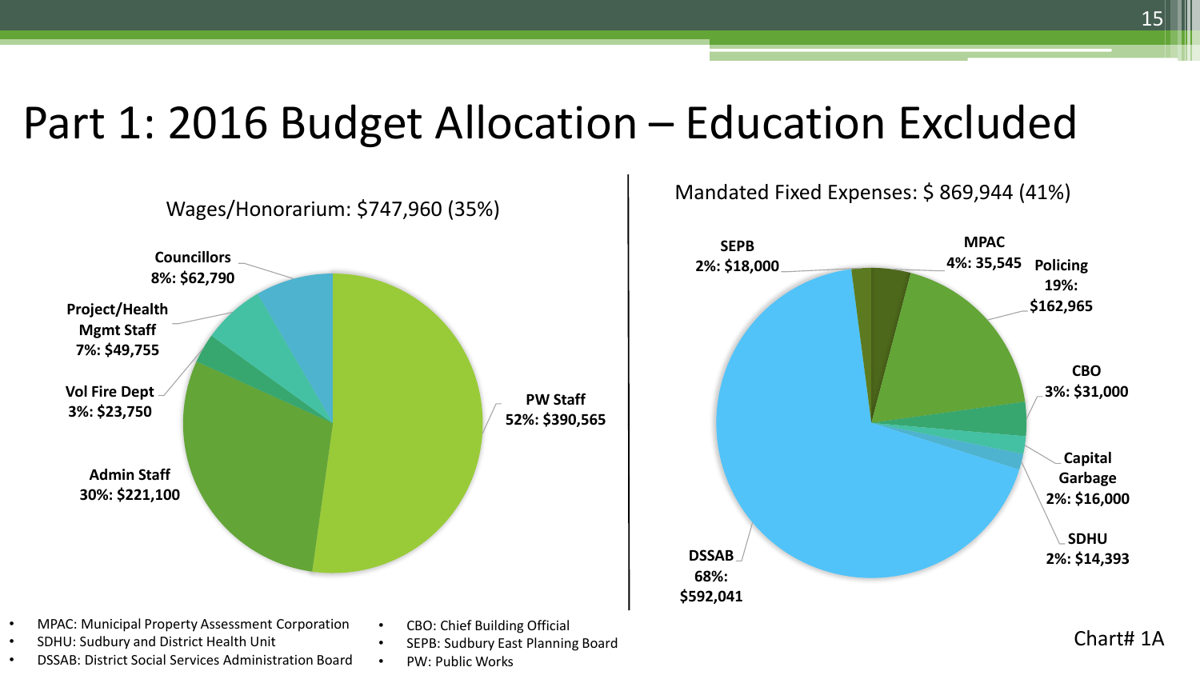# Part 1: 2016 Budget Allocation – Education Excluded

## Wages/Honorarium: $747,960 (35%)

- **Councillors** 8%: $62,790
- **Project/Health Mgmt Staff** 7%: $49,755
- **Vol Fire Dept** 3%: $23,750
- **Admin Staff** 30%: $221,100
- **PW Staff** 52%: $390,565

## Mandated Fixed Expenses: $ 869,944 (41%)

- **SEPB** 2%: $18,000
- **MPAC** 4%: 35,545
- **Policing** 19%: $162,965
- **CBO** 3%: $31,000
- **Capital Garbage** 2%: $16,000
- **SDHU** 2%: $14,393
- **DSSAB** 68%: $592,041

- MPAC: Municipal Property Assessment Corporation
- SDHU: Sudbury and District Health Unit
- DSSAB: District Social Services Administration Board
- CBO: Chief Building Official
- SEPB: Sudbury East Planning Board
- PW: Public Works

Chart# 1A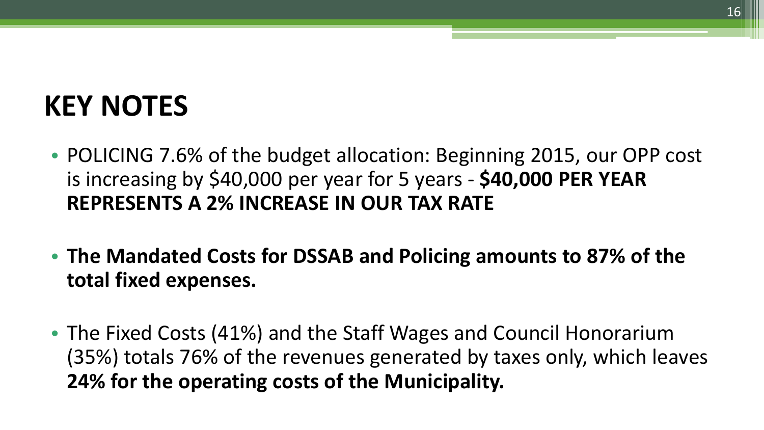# KEY NOTES

- POLICING 7.6% of the budget allocation: Beginning 2015, our OPP cost is increasing by $40,000 per year for 5 years - **$40,000 PER YEAR REPRESENTS A 2% INCREASE IN OUR TAX RATE**

- **The Mandated Costs for DSSAB and Policing amounts to 87% of the total fixed expenses.**

- The Fixed Costs (41%) and the Staff Wages and Council Honorarium (35%) totals 76% of the revenues generated by taxes only, which leaves **24% for the operating costs of the Municipality.**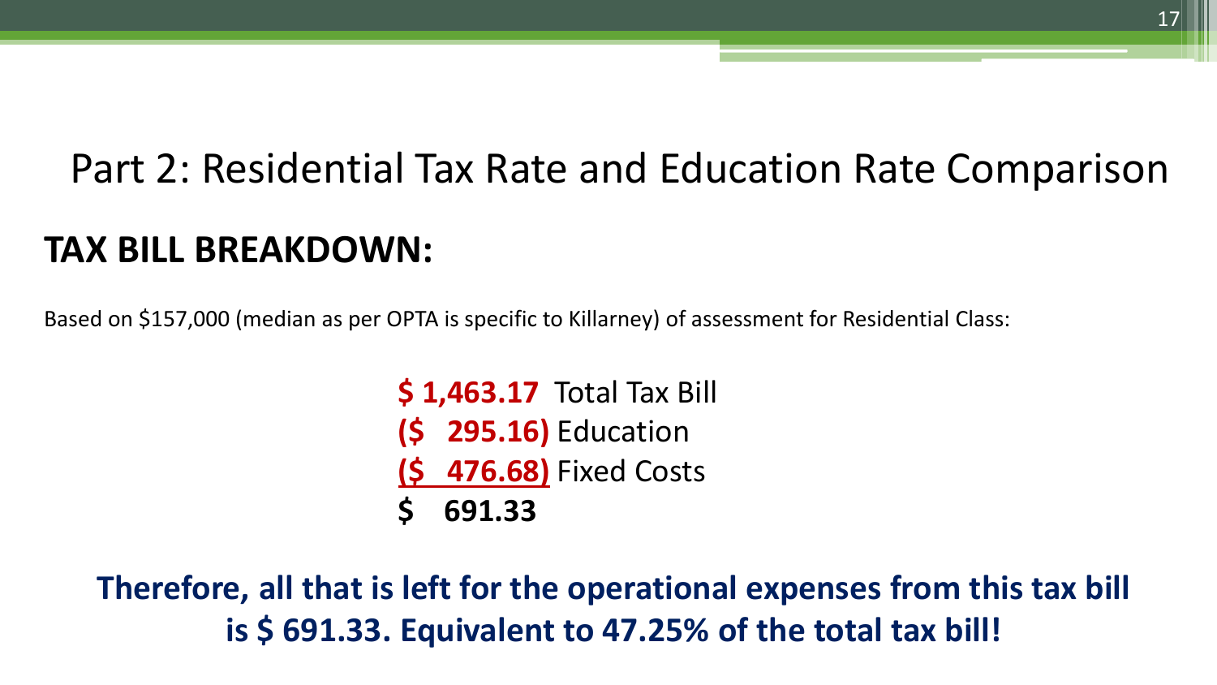# Part 2: Residential Tax Rate and Education Rate Comparison

## TAX BILL BREAKDOWN:

Based on $157,000 (median as per OPTA is specific to Killarney) of assessment for Residential Class:

**$ 1,463.17** Total Tax Bill
**($ 295.16)** Education
**($ 476.68)** Fixed Costs
**$ 691.33**

**Therefore, all that is left for the operational expenses from this tax bill is $ 691.33. Equivalent to 47.25% of the total tax bill!**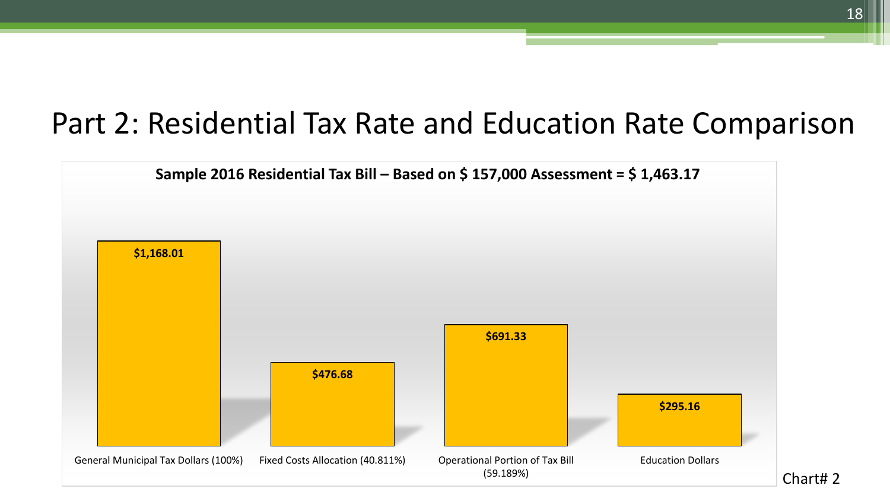# Part 2: Residential Tax Rate and Education Rate Comparison

**Sample 2016 Residential Tax Bill – Based on $ 157,000 Assessment = $ 1,463.17**

| Category | Amount |
|---|---|
| General Municipal Tax Dollars (100%) | $1,168.01 |
| Fixed Costs Allocation (40.811%) | $476.68 |
| Operational Portion of Tax Bill (59.189%) | $691.33 |
| Education Dollars | $295.16 |

Chart# 2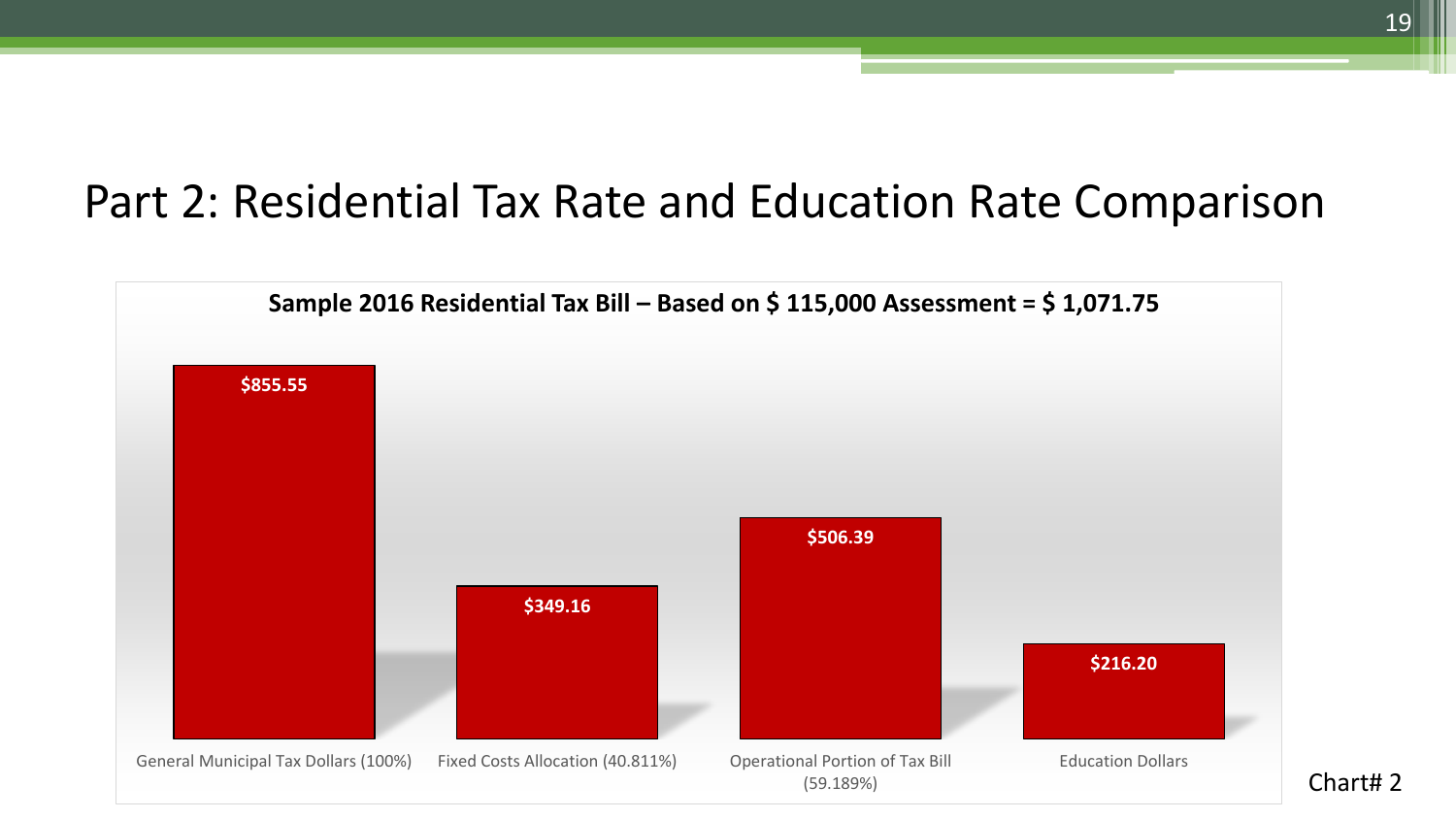# Part 2: Residential Tax Rate and Education Rate Comparison

**Sample 2016 Residential Tax Bill – Based on $ 115,000 Assessment = $ 1,071.75**

| Category | Amount |
|---|---|
| General Municipal Tax Dollars (100%) | $855.55 |
| Fixed Costs Allocation (40.811%) | $349.16 |
| Operational Portion of Tax Bill (59.189%) | $506.39 |
| Education Dollars | $216.20 |

Chart# 2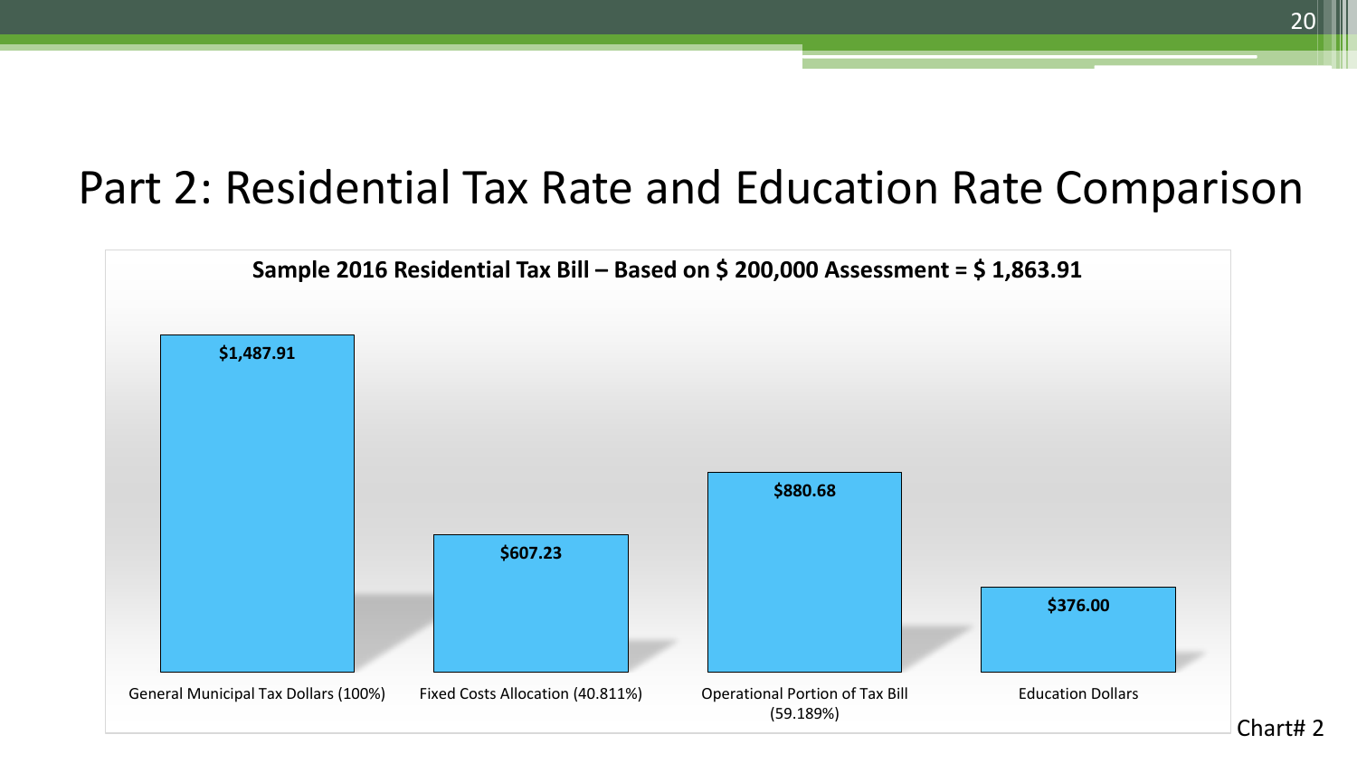# Part 2: Residential Tax Rate and Education Rate Comparison

**Sample 2016 Residential Tax Bill – Based on $ 200,000 Assessment = $ 1,863.91**

| Category | Amount |
| --- | --- |
| General Municipal Tax Dollars (100%) | $1,487.91 |
| Fixed Costs Allocation (40.811%) | $607.23 |
| Operational Portion of Tax Bill (59.189%) | $880.68 |
| Education Dollars | $376.00 |

Chart# 2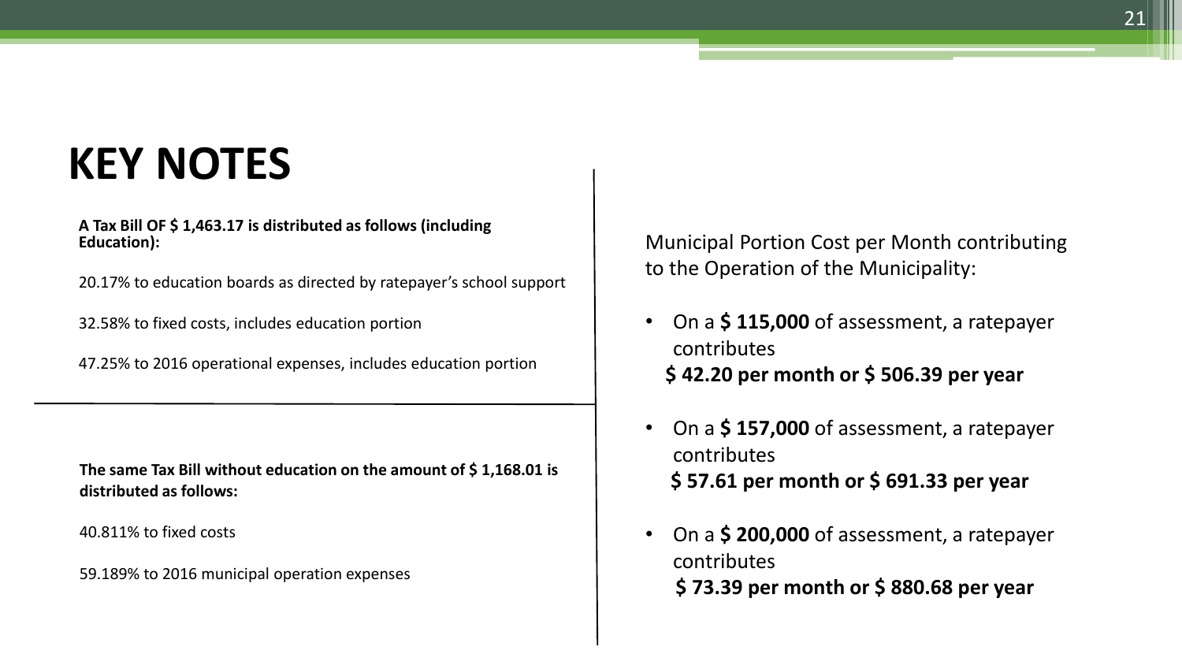# KEY NOTES

**A Tax Bill OF $ 1,463.17 is distributed as follows (including Education):**

20.17% to education boards as directed by ratepayer's school support

32.58% to fixed costs, includes education portion

47.25% to 2016 operational expenses, includes education portion

**The same Tax Bill without education on the amount of $ 1,168.01 is distributed as follows:**

40.811% to fixed costs

59.189% to 2016 municipal operation expenses

Municipal Portion Cost per Month contributing to the Operation of the Municipality:

- On a **$ 115,000** of assessment, a ratepayer contributes
  **$ 42.20 per month or $ 506.39 per year**
- On a **$ 157,000** of assessment, a ratepayer contributes
  **$ 57.61 per month or $ 691.33 per year**
- On a **$ 200,000** of assessment, a ratepayer contributes
  **$ 73.39 per month or $ 880.68 per year**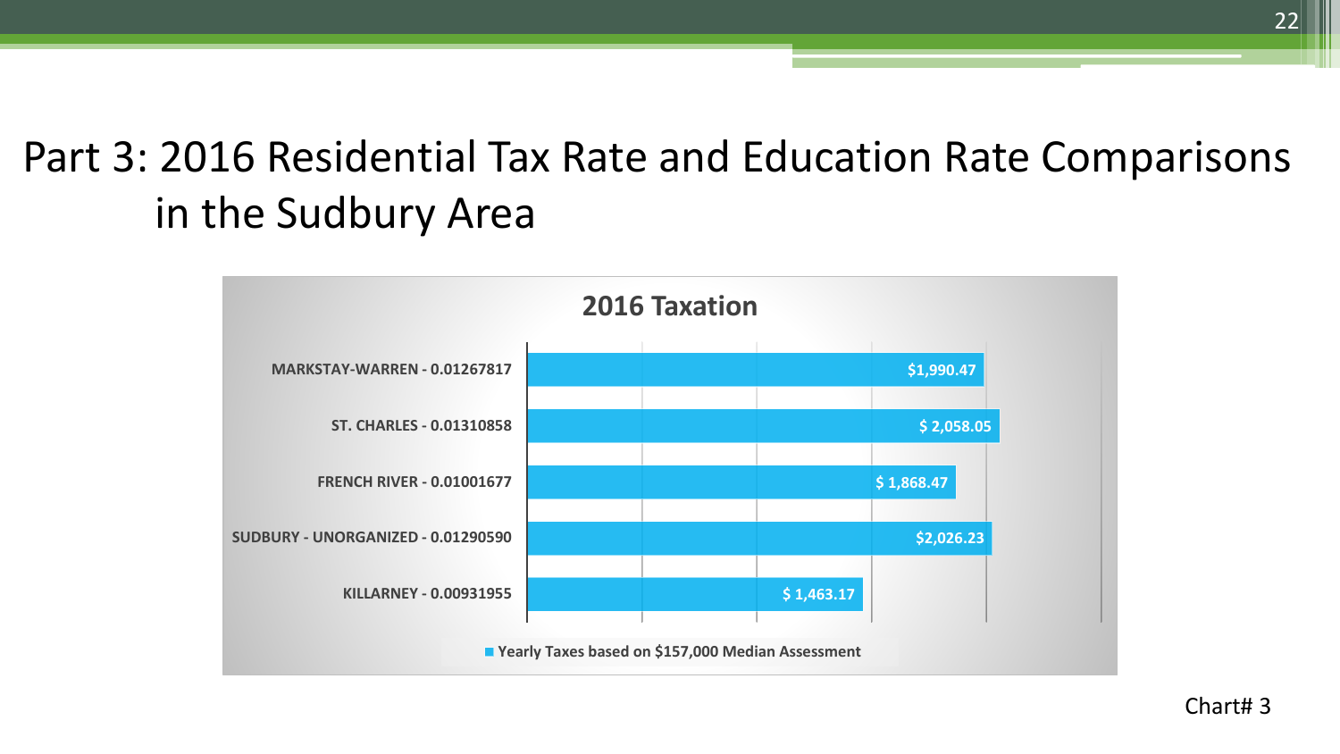# Part 3: 2016 Residential Tax Rate and Education Rate Comparisons in the Sudbury Area

**2016 Taxation**

| Municipality - Rate | Yearly Taxes based on $157,000 Median Assessment |
|---|---|
| MARKSTAY-WARREN - 0.01267817 | $1,990.47 |
| ST. CHARLES - 0.01310858 | $ 2,058.05 |
| FRENCH RIVER - 0.01001677 | $ 1,868.47 |
| SUDBURY - UNORGANIZED - 0.01290590 | $2,026.23 |
| KILLARNEY - 0.00931955 | $ 1,463.17 |

Chart# 3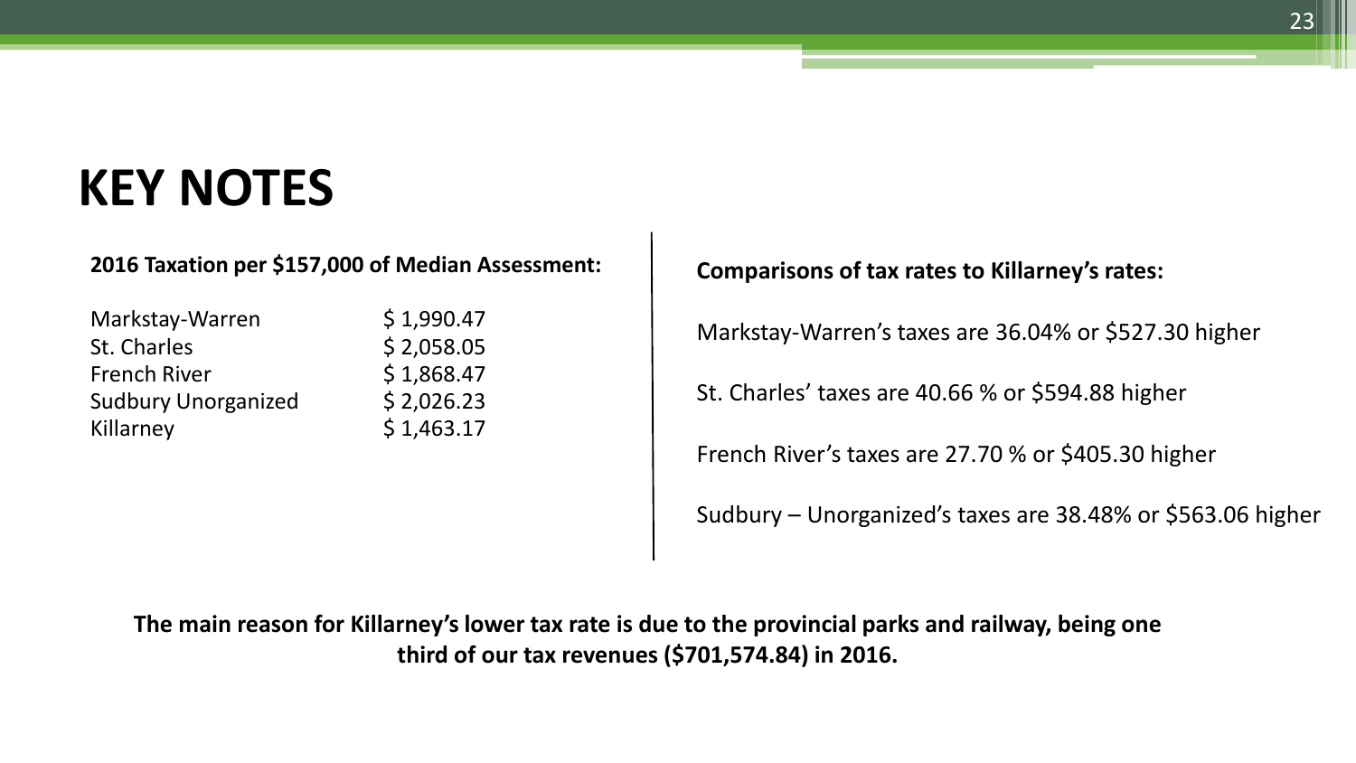# KEY NOTES

**2016 Taxation per $157,000 of Median Assessment:**

| Municipality | Taxation |
|---|---|
| Markstay-Warren | $ 1,990.47 |
| St. Charles | $ 2,058.05 |
| French River | $ 1,868.47 |
| Sudbury Unorganized | $ 2,026.23 |
| Killarney | $ 1,463.17 |

**Comparisons of tax rates to Killarney's rates:**

Markstay-Warren's taxes are 36.04% or $527.30 higher

St. Charles' taxes are 40.66 % or $594.88 higher

French River's taxes are 27.70 % or $405.30 higher

Sudbury – Unorganized's taxes are 38.48% or $563.06 higher

**The main reason for Killarney's lower tax rate is due to the provincial parks and railway, being one third of our tax revenues ($701,574.84) in 2016.**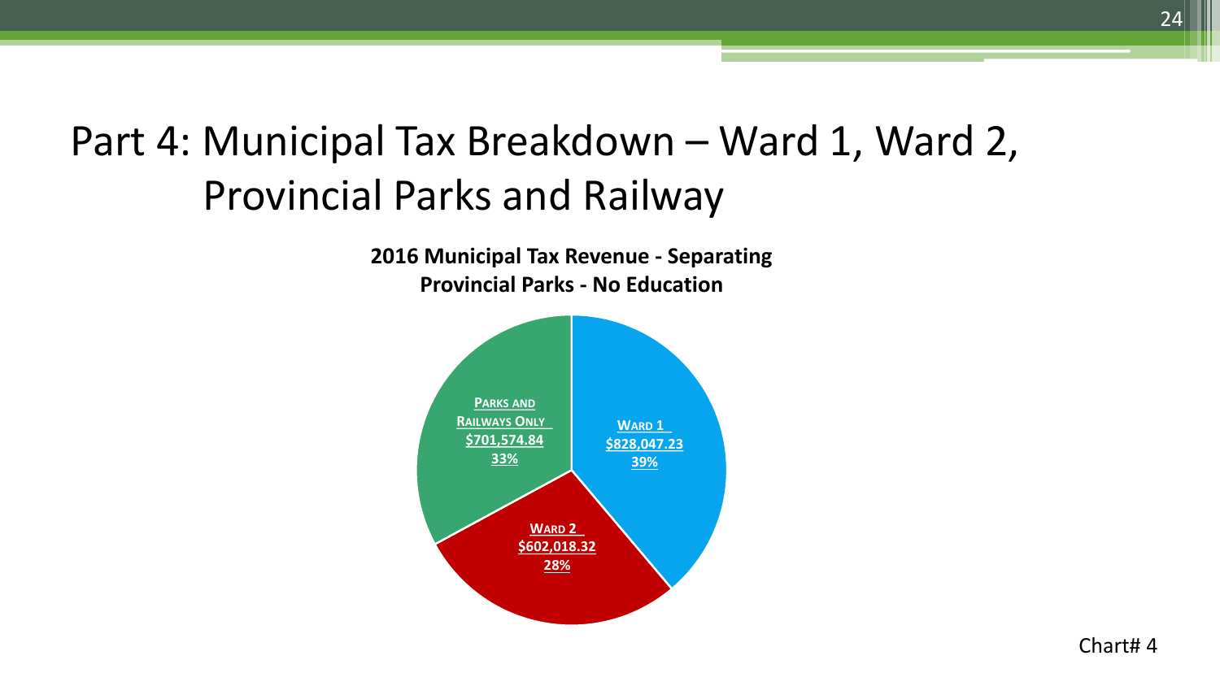# Part 4: Municipal Tax Breakdown – Ward 1, Ward 2, Provincial Parks and Railway

**2016 Municipal Tax Revenue - Separating Provincial Parks - No Education**

| Category | Amount | Percentage |
|---|---|---|
| Ward 1 | $828,047.23 | 39% |
| Ward 2 | $602,018.32 | 28% |
| Parks and Railways Only | $701,574.84 | 33% |

Chart# 4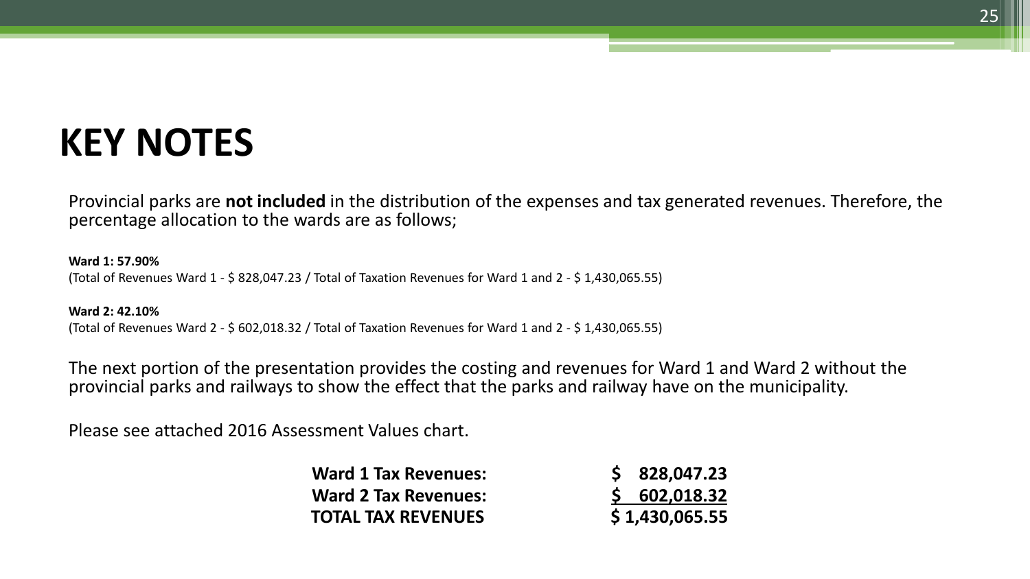# KEY NOTES

Provincial parks are **not included** in the distribution of the expenses and tax generated revenues. Therefore, the percentage allocation to the wards are as follows;

**Ward 1: 57.90%**
(Total of Revenues Ward 1 - $ 828,047.23 / Total of Taxation Revenues for Ward 1 and 2 - $ 1,430,065.55)

**Ward 2: 42.10%**
(Total of Revenues Ward 2 - $ 602,018.32 / Total of Taxation Revenues for Ward 1 and 2 - $ 1,430,065.55)

The next portion of the presentation provides the costing and revenues for Ward 1 and Ward 2 without the provincial parks and railways to show the effect that the parks and railway have on the municipality.

Please see attached 2016 Assessment Values chart.

| | |
|---|---|
| **Ward 1 Tax Revenues:** | **$ 828,047.23** |
| **Ward 2 Tax Revenues:** | **$ 602,018.32** |
| **TOTAL TAX REVENUES** | **$ 1,430,065.55** |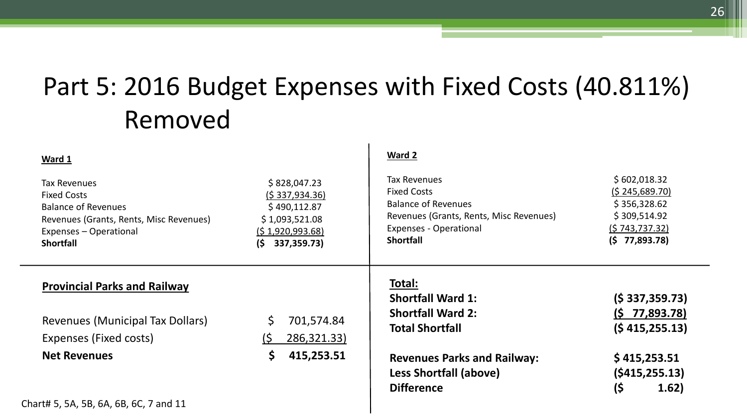# Part 5: 2016 Budget Expenses with Fixed Costs (40.811%) Removed

**Ward 1**

| | |
|---|---|
| Tax Revenues | $ 828,047.23 |
| Fixed Costs | ($ 337,934.36) |
| Balance of Revenues | $ 490,112.87 |
| Revenues (Grants, Rents, Misc Revenues) | $ 1,093,521.08 |
| Expenses – Operational | ($ 1,920,993.68) |
| **Shortfall** | **($ 337,359.73)** |

**Ward 2**

| | |
|---|---|
| Tax Revenues | $ 602,018.32 |
| Fixed Costs | ($ 245,689.70) |
| Balance of Revenues | $ 356,328.62 |
| Revenues (Grants, Rents, Misc Revenues) | $ 309,514.92 |
| Expenses - Operational | ($ 743,737.32) |
| **Shortfall** | **($ 77,893.78)** |

**Provincial Parks and Railway**

| | |
|---|---|
| Revenues (Municipal Tax Dollars) | $ 701,574.84 |
| Expenses (Fixed costs) | ($ 286,321.33) |
| **Net Revenues** | **$ 415,253.51** |

**Total:**

| | |
|---|---|
| **Shortfall Ward 1:** | **($ 337,359.73)** |
| **Shortfall Ward 2:** | **($ 77,893.78)** |
| **Total Shortfall** | **($ 415,255.13)** |
| **Revenues Parks and Railway:** | **$ 415,253.51** |
| **Less Shortfall (above)** | **($415,255.13)** |
| **Difference** | **($ 1.62)** |

Chart# 5, 5A, 5B, 6A, 6B, 6C, 7 and 11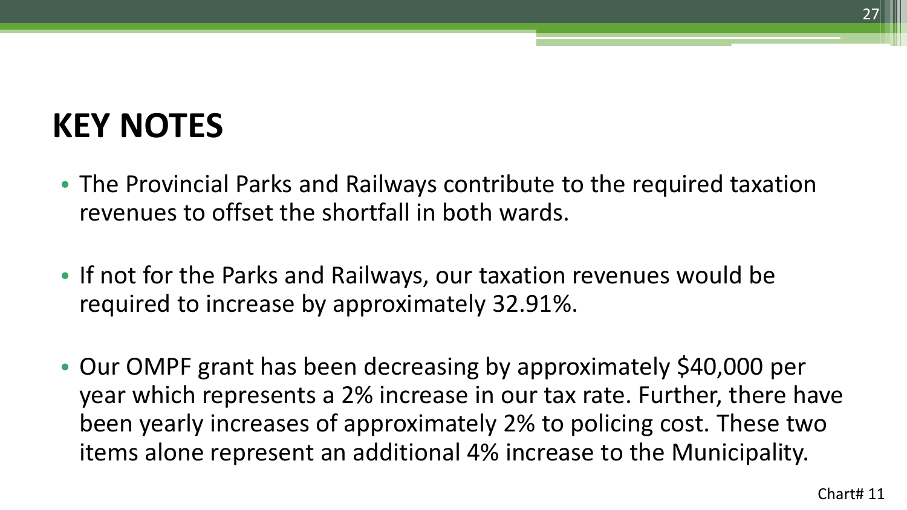# KEY NOTES

- The Provincial Parks and Railways contribute to the required taxation revenues to offset the shortfall in both wards.
- If not for the Parks and Railways, our taxation revenues would be required to increase by approximately 32.91%.
- Our OMPF grant has been decreasing by approximately $40,000 per year which represents a 2% increase in our tax rate. Further, there have been yearly increases of approximately 2% to policing cost. These two items alone represent an additional 4% increase to the Municipality.

Chart# 11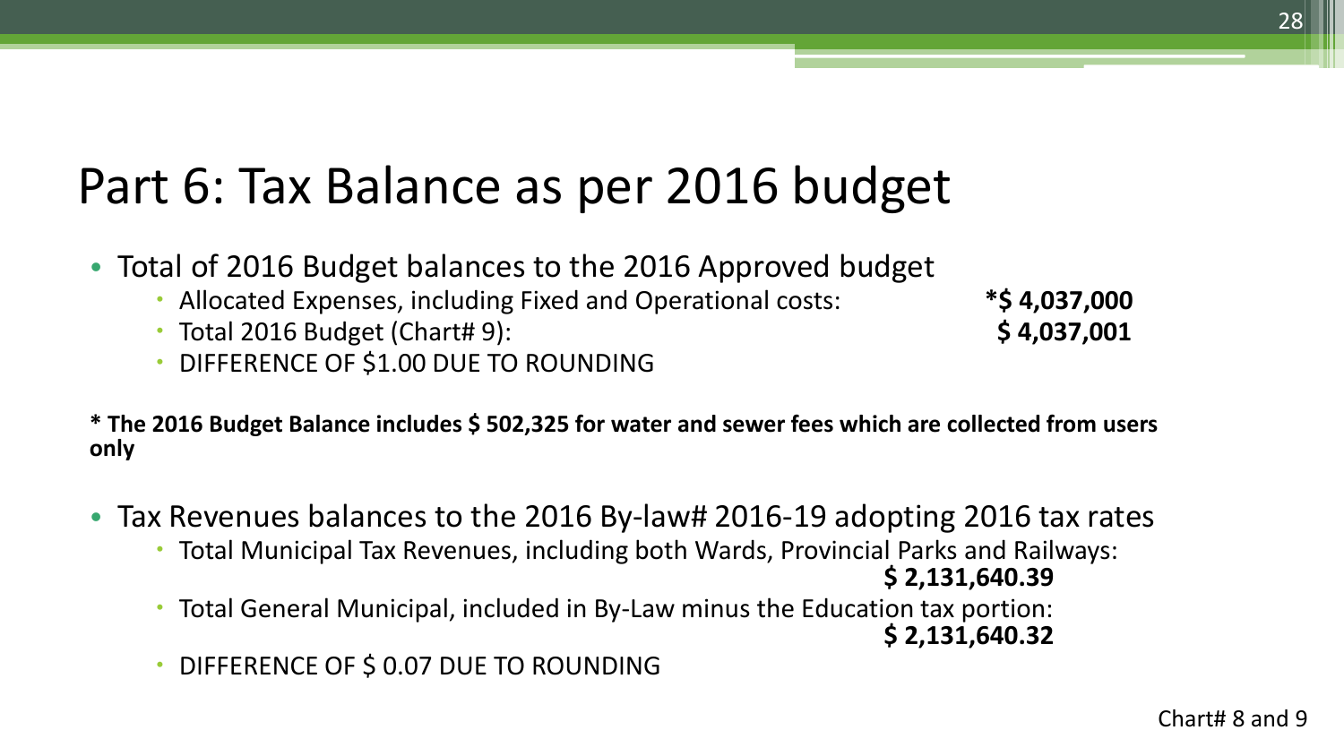# Part 6: Tax Balance as per 2016 budget

- Total of 2016 Budget balances to the 2016 Approved budget
  - Allocated Expenses, including Fixed and Operational costs: **\*$ 4,037,000**
  - Total 2016 Budget (Chart# 9): **$ 4,037,001**
  - DIFFERENCE OF $1.00 DUE TO ROUNDING

**\* The 2016 Budget Balance includes $ 502,325 for water and sewer fees which are collected from users only**

- Tax Revenues balances to the 2016 By-law# 2016-19 adopting 2016 tax rates
  - Total Municipal Tax Revenues, including both Wards, Provincial Parks and Railways: **$ 2,131,640.39**
  - Total General Municipal, included in By-Law minus the Education tax portion: **$ 2,131,640.32**
  - DIFFERENCE OF $ 0.07 DUE TO ROUNDING

Chart# 8 and 9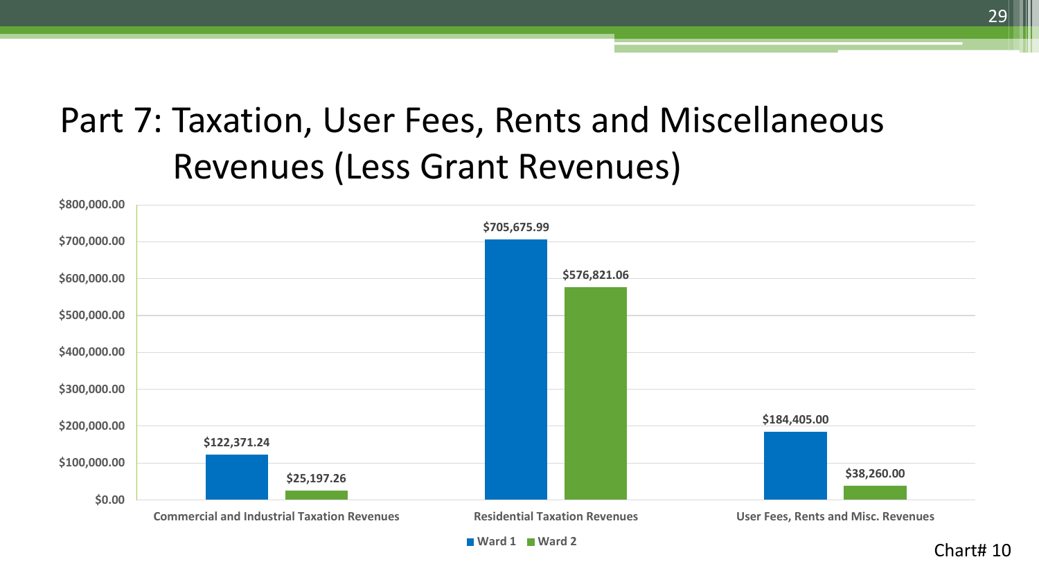# Part 7: Taxation, User Fees, Rents and Miscellaneous Revenues (Less Grant Revenues)

| | Ward 1 | Ward 2 |
|---|---|---|
| Commercial and Industrial Taxation Revenues | $122,371.24 | $25,197.26 |
| Residential Taxation Revenues | $705,675.99 | $576,821.06 |
| User Fees, Rents and Misc. Revenues | $184,405.00 | $38,260.00 |

Chart# 10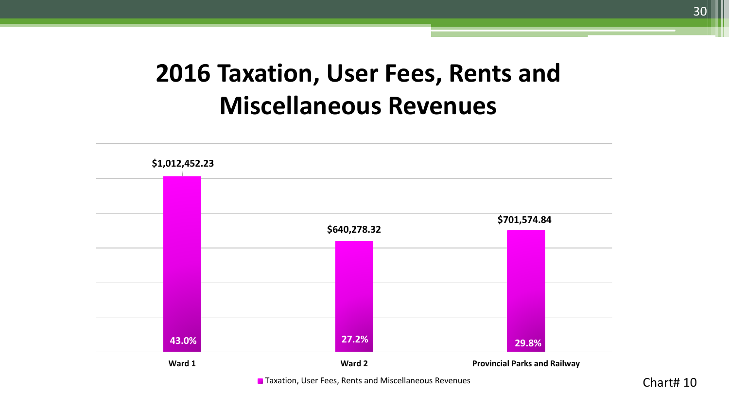# 2016 Taxation, User Fees, Rents and Miscellaneous Revenues

| | Taxation, User Fees, Rents and Miscellaneous Revenues | Percentage |
|---|---|---|
| Ward 1 | $1,012,452.23 | 43.0% |
| Ward 2 | $640,278.32 | 27.2% |
| Provincial Parks and Railway | $701,574.84 | 29.8% |

Chart# 10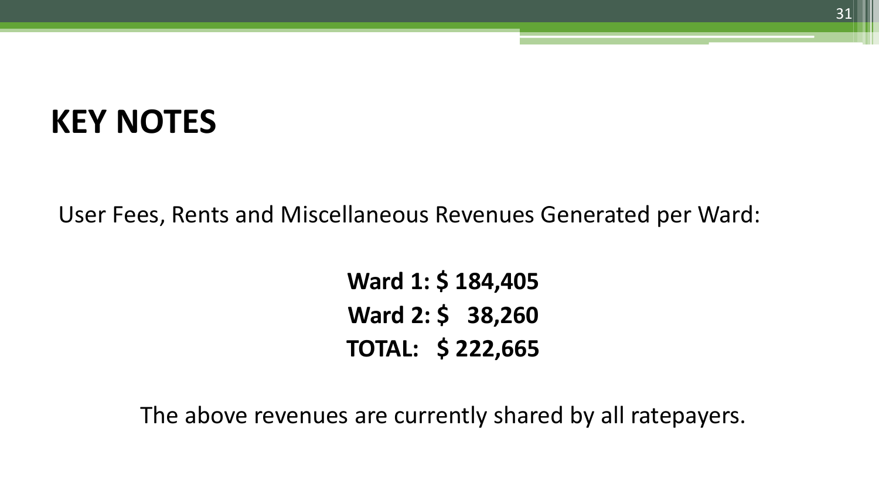# KEY NOTES

User Fees, Rents and Miscellaneous Revenues Generated per Ward:

**Ward 1: $ 184,405**
**Ward 2: $ 38,260**
**TOTAL: $ 222,665**

The above revenues are currently shared by all ratepayers.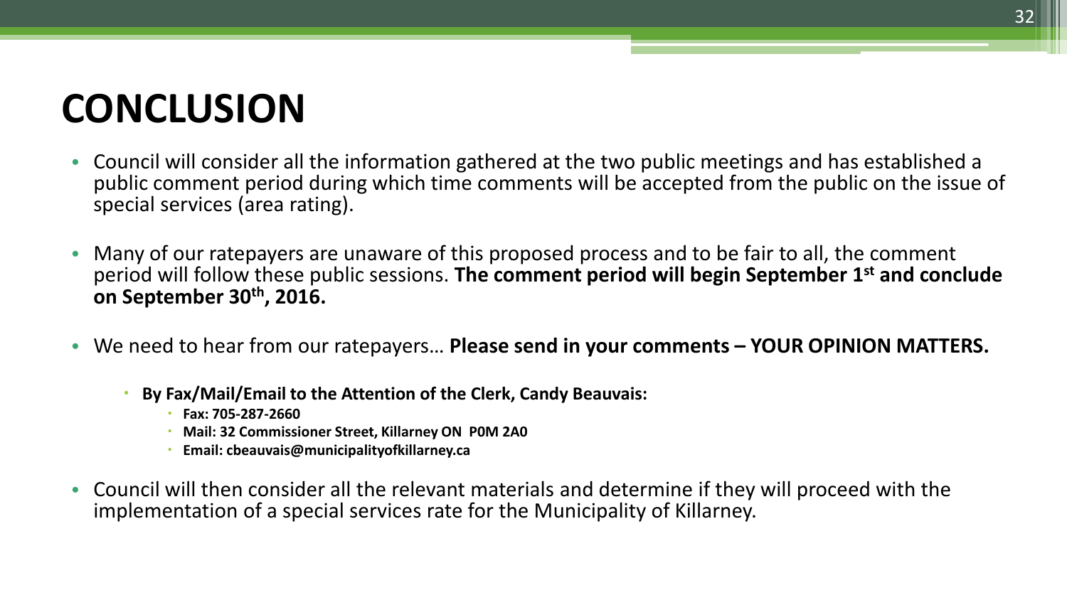# CONCLUSION

- Council will consider all the information gathered at the two public meetings and has established a public comment period during which time comments will be accepted from the public on the issue of special services (area rating).

- Many of our ratepayers are unaware of this proposed process and to be fair to all, the comment period will follow these public sessions. **The comment period will begin September 1st and conclude on September 30th, 2016.**

- We need to hear from our ratepayers… **Please send in your comments – YOUR OPINION MATTERS.**

  - **By Fax/Mail/Email to the Attention of the Clerk, Candy Beauvais:**
    - **Fax: 705-287-2660**
    - **Mail: 32 Commissioner Street, Killarney ON P0M 2A0**
    - **Email: cbeauvais@municipalityofkillarney.ca**

- Council will then consider all the relevant materials and determine if they will proceed with the implementation of a special services rate for the Municipality of Killarney.